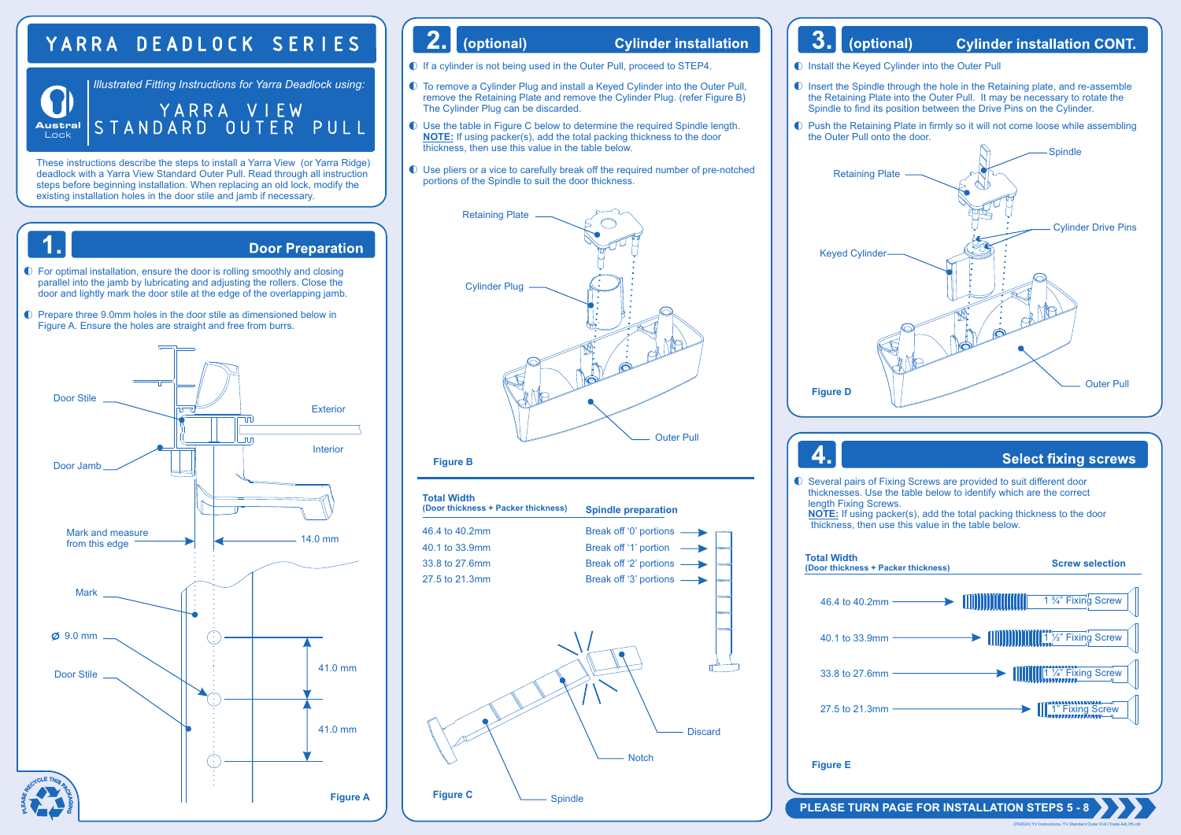# YARRA DEADLOCK SERIES

*Illustrated Fitting Instructions for Yarra Deadlock using:*

**YARRA VIEW STANDARD OUTER PULL**

These instructions describe the steps to install a Yarra View (or Yarra Ridge) deadlock with a Yarra View Standard Outer Pull. Read through all instruction steps before beginning installation. When replacing an old lock, modify the existing installation holes in the door stile and jamb if necessary.

## 1. Door Preparation

- For optimal installation, ensure the door is rolling smoothly and closing parallel into the jamb by lubricating and adjusting the rollers. Close the door and lightly mark the door stile at the edge of the overlapping jamb.
- Prepare three 9.0mm holes in the door stile as dimensioned below in Figure A. Ensure the holes are straight and free from burrs.

Door Stile, Exterior, Interior, Door Jamb, Mark and measure from this edge, 14.0 mm, Mark, Ø 9.0 mm, 41.0 mm, Door Stile, 41.0 mm

Figure A

## 2. (optional) Cylinder installation

- If a cylinder is not being used in the Outer Pull, proceed to STEP4.
- To remove a Cylinder Plug and install a Keyed Cylinder into the Outer Pull, remove the Retaining Plate and remove the Cylinder Plug. (refer Figure B) The Cylinder Plug can be discarded.
- Use the table in Figure C below to determine the required Spindle length. **NOTE:** If using packer(s), add the total packing thickness to the door thickness, then use this value in the table below.
- Use pliers or a vice to carefully break off the required number of pre-notched portions of the Spindle to suit the door thickness.

Retaining Plate, Cylinder Plug, Outer Pull

Figure B

| Total Width (Door thickness + Packer thickness) | Spindle preparation |
|---|---|
| 46.4 to 40.2mm | Break off '0' portions |
| 40.1 to 33.9mm | Break off '1' portion |
| 33.8 to 27.6mm | Break off '2' portions |
| 27.5 to 21.3mm | Break off '3' portions |

Discard, Notch, Spindle

Figure C

## 3. (optional) Cylinder installation CONT.

- Install the Keyed Cylinder into the Outer Pull
- Insert the Spindle through the hole in the Retaining plate, and re-assemble the Retaining Plate into the Outer Pull. It may be necessary to rotate the Spindle to find its position between the Drive Pins on the Cylinder.
- Push the Retaining Plate in firmly so it will not come loose while assembling the Outer Pull onto the door.

Spindle, Retaining Plate, Cylinder Drive Pins, Keyed Cylinder, Outer Pull

Figure D

## 4. Select fixing screws

- Several pairs of Fixing Screws are provided to suit different door thicknesses. Use the table below to identify which are the correct length Fixing Screws.
  **NOTE:** If using packer(s), add the total packing thickness to the door thickness, then use this value in the table below.

| Total Width (Door thickness + Packer thickness) | Screw selection |
|---|---|
| 46.4 to 40.2mm | 1 ¾" Fixing Screw |
| 40.1 to 33.9mm | 1 ½" Fixing Screw |
| 33.8 to 27.6mm | 1 ¼" Fixing Screw |
| 27.5 to 21.3mm | 1" Fixing Screw |

Figure E

**PLEASE TURN PAGE FOR INSTALLATION STEPS 5 - 8**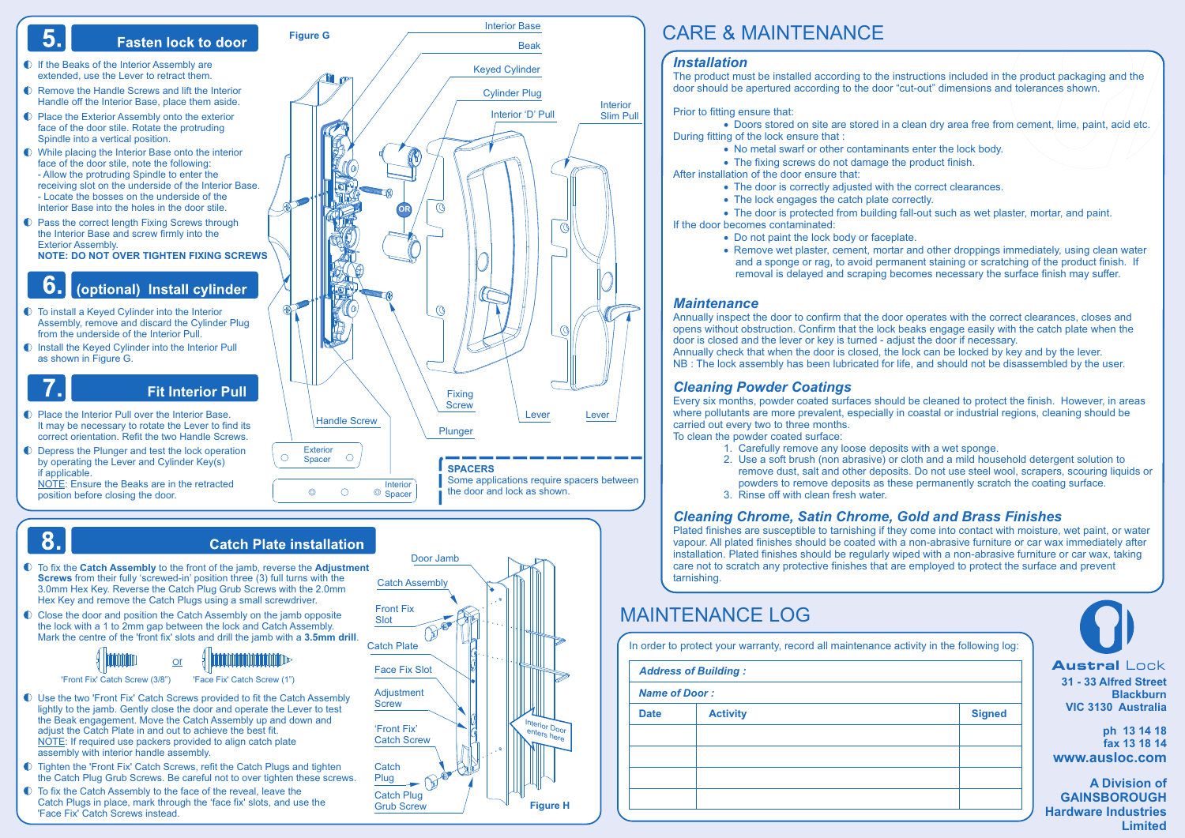## 5. Fasten lock to door

- If the Beaks of the Interior Assembly are extended, use the Lever to retract them.
- Remove the Handle Screws and lift the Interior Handle off the Interior Base, place them aside.
- Place the Exterior Assembly onto the exterior face of the door stile. Rotate the protruding Spindle into a vertical position.
- While placing the Interior Base onto the interior face of the door stile, note the following:
  - Allow the protruding Spindle to enter the receiving slot on the underside of the Interior Base.
  - Locate the bosses on the underside of the Interior Base into the holes in the door stile.
- Pass the correct length Fixing Screws through the Interior Base and screw firmly into the Exterior Assembly.
  **NOTE: DO NOT OVER TIGHTEN FIXING SCREWS**

## 6. (optional) Install cylinder

- To install a Keyed Cylinder into the Interior Assembly, remove and discard the Cylinder Plug from the underside of the Interior Pull.
- Install the Keyed Cylinder into the Interior Pull as shown in Figure G.

## 7. Fit Interior Pull

- Place the Interior Pull over the Interior Base. It may be necessary to rotate the Lever to find its correct orientation. Refit the two Handle Screws.
- Depress the Plunger and test the lock operation by operating the Lever and Cylinder Key(s) if applicable.
  NOTE: Ensure the Beaks are in the retracted position before closing the door.

Figure G

Interior Base
Beak
Keyed Cylinder
Cylinder Plug
Interior 'D' Pull
Interior Slim Pull
OR
Fixing Screw
Handle Screw
Plunger
Lever
Lever
Exterior Spacer
Interior Spacer

**SPACERS**
Some applications require spacers between the door and lock as shown.

## 8. Catch Plate installation

- To fix the **Catch Assembly** to the front of the jamb, reverse the **Adjustment Screws** from their fully 'screwed-in' position three (3) full turns with the 3.0mm Hex Key. Reverse the Catch Plug Grub Screws with the 2.0mm Hex Key and remove the Catch Plugs using a small screwdriver.
- Close the door and position the Catch Assembly on the jamb opposite the lock with a 1 to 2mm gap between the lock and Catch Assembly. Mark the centre of the 'front fix' slots and drill the jamb with a **3.5mm drill**.

'Front Fix' Catch Screw (3/8") or 'Face Fix' Catch Screw (1")

- Use the two 'Front Fix' Catch Screws provided to fit the Catch Assembly lightly to the jamb. Gently close the door and operate the Lever to test the Beak engagement. Move the Catch Assembly up and down and adjust the Catch Plate in and out to achieve the best fit.
  NOTE: If required use packers provided to align catch plate assembly with interior handle assembly.
- Tighten the 'Front Fix' Catch Screws, refit the Catch Plugs and tighten the Catch Plug Grub Screws. Be careful not to over tighten these screws.
- To fix the Catch Assembly to the face of the reveal, leave the Catch Plugs in place, mark through the 'face fix' slots, and use the 'Face Fix' Catch Screws instead.

Door Jamb
Catch Assembly
Front Fix Slot
Catch Plate
Face Fix Slot
Adjustment Screw
'Front Fix' Catch Screw
Catch Plug
Catch Plug Grub Screw
Interior Door enters here

Figure H

# CARE & MAINTENANCE

### *Installation*

The product must be installed according to the instructions included in the product packaging and the door should be apertured according to the door "cut-out" dimensions and tolerances shown.

Prior to fitting ensure that:
- Doors stored on site are stored in a clean dry area free from cement, lime, paint, acid etc.

During fitting of the lock ensure that :
- No metal swarf or other contaminants enter the lock body.
- The fixing screws do not damage the product finish.

After installation of the door ensure that:
- The door is correctly adjusted with the correct clearances.
- The lock engages the catch plate correctly.
- The door is protected from building fall-out such as wet plaster, mortar, and paint.

If the door becomes contaminated:
- Do not paint the lock body or faceplate.
- Remove wet plaster, cement, mortar and other droppings immediately, using clean water and a sponge or rag, to avoid permanent staining or scratching of the product finish. If removal is delayed and scraping becomes necessary the surface finish may suffer.

### *Maintenance*

Annually inspect the door to confirm that the door operates with the correct clearances, closes and opens without obstruction. Confirm that the lock beaks engage easily with the catch plate when the door is closed and the lever or key is turned - adjust the door if necessary.
Annually check that when the door is closed, the lock can be locked by key and by the lever.
NB : The lock assembly has been lubricated for life, and should not be disassembled by the user.

### *Cleaning Powder Coatings*

Every six months, powder coated surfaces should be cleaned to protect the finish. However, in areas where pollutants are more prevalent, especially in coastal or industrial regions, cleaning should be carried out every two to three months.
To clean the powder coated surface:

1. Carefully remove any loose deposits with a wet sponge.
2. Use a soft brush (non abrasive) or cloth and a mild household detergent solution to remove dust, salt and other deposits. Do not use steel wool, scrapers, scouring liquids or powders to remove deposits as these permanently scratch the coating surface.
3. Rinse off with clean fresh water.

### *Cleaning Chrome, Satin Chrome, Gold and Brass Finishes*

Plated finishes are susceptible to tarnishing if they come into contact with moisture, wet paint, or water vapour. All plated finishes should be coated with a non-abrasive furniture or car wax immediately after installation. Plated finishes should be regularly wiped with a non-abrasive furniture or car wax, taking care not to scratch any protective finishes that are employed to protect the surface and prevent tarnishing.

# MAINTENANCE LOG

In order to protect your warranty, record all maintenance activity in the following log:

| *Address of Building :* | | |
|---|---|---|
| *Name of Door :* | | |
| **Date** | **Activity** | **Signed** |
| | | |
| | | |
| | | |
| | | |

**Austral Lock**
**31 - 33 Alfred Street**
**Blackburn**
**VIC 3130 Australia**

**ph 13 14 18**
**fax 13 18 14**
**www.ausloc.com**

**A Division of GAINSBOROUGH Hardware Industries Limited**